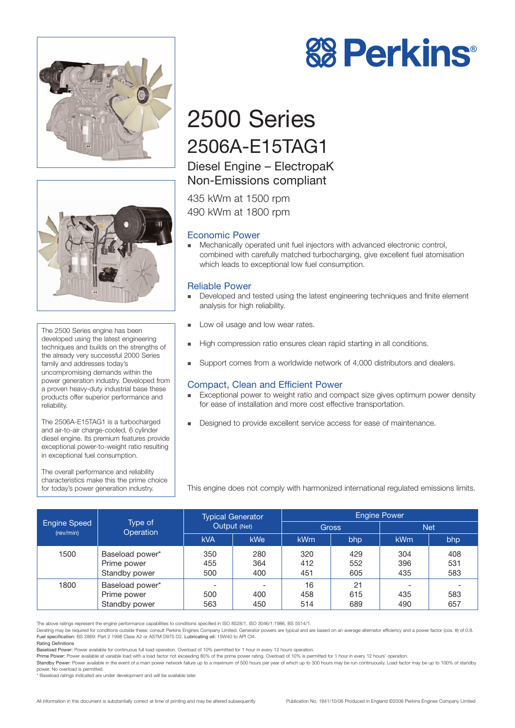Perkins®

# 2500 Series

## 2506A-E15TAG1

### Diesel Engine – ElectropaK Non-Emissions compliant

435 kWm at 1500 rpm
490 kWm at 1800 rpm

The 2500 Series engine has been developed using the latest engineering techniques and builds on the strengths of the already very successful 2000 Series family and addresses today's uncompromising demands within the power generation industry. Developed from a proven heavy-duty industrial base these products offer superior performance and reliability.

The 2506A-E15TAG1 is a turbocharged and air-to-air charge-cooled, 6 cylinder diesel engine. Its premium features provide exceptional power-to-weight ratio resulting in exceptional fuel consumption.

The overall performance and reliability characteristics make this the prime choice for today's power generation industry.

### Economic Power

- Mechanically operated unit fuel injectors with advanced electronic control, combined with carefully matched turbocharging, give excellent fuel atomisation which leads to exceptional low fuel consumption.

### Reliable Power

- Developed and tested using the latest engineering techniques and finite element analysis for high reliability.
- Low oil usage and low wear rates.
- High compression ratio ensures clean rapid starting in all conditions.
- Support comes from a worldwide network of 4,000 distributors and dealers.

### Compact, Clean and Efficient Power

- Exceptional power to weight ratio and compact size gives optimum power density for ease of installation and more cost effective transportation.
- Designed to provide excellent service access for ease of maintenance.

This engine does not comply with harmonized international regulated emissions limits.

| Engine Speed (rev/min) | Type of Operation | Typical Generator Output (Net) | | Engine Power | | | |
|---|---|---|---|---|---|---|---|
| | | | | Gross | | Net | |
| | | kVA | kWe | kWm | bhp | kWm | bhp |
| 1500 | Baseload power* | 350 | 280 | 320 | 429 | 304 | 408 |
| | Prime power | 455 | 364 | 412 | 552 | 396 | 531 |
| | Standby power | 500 | 400 | 451 | 605 | 435 | 583 |
| 1800 | Baseload power* | - | - | 16 | 21 | - | - |
| | Prime power | 500 | 400 | 458 | 615 | 435 | 583 |
| | Standby power | 563 | 450 | 514 | 689 | 490 | 657 |

The above ratings represent the engine performance capabilities to conditions specified in ISO 8528/1, ISO 3046/1:1986, BS 5514/1.

Derating may be required for conditions outside these; consult Perkins Engines Company Limited. Generator powers are typical and are based on an average alternator efficiency and a power factor (cos. θ) of 0.8.

**Fuel specification:** BS 2869: Part 2 1998 Class A2 or ASTM D975 D2. **Lubricating oil:** 15W40 to API CI4.

**Rating Definitions**

**Baseload Power:** Power available for continuous full load operation. Overload of 10% permitted for 1 hour in every 12 hours operation.

**Prime Power:** Power available at variable load with a load factor not exceeding 80% of the prime power rating. Overload of 10% is permitted for 1 hour in every 12 hours' operation.

**Standby Power:** Power available in the event of a main power network failure up to a maximum of 500 hours per year of which up to 300 hours may be run continuously. Load factor may be up to 100% of standby power. No overload is permitted.

\* Baseload ratings indicated are under development and will be available later.

All information in this document is substantially correct at time of printing and may be altered subsequently

Publication No. 1841/10/06 Produced in England ©2006 Perkins Engines Company Limited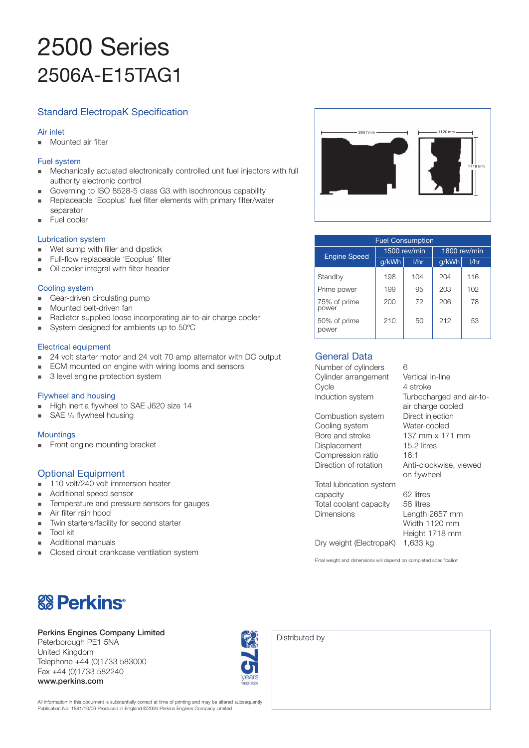# 2500 Series

## 2506A-E15TAG1

### Standard ElectropaK Specification

#### Air inlet

- Mounted air filter

#### Fuel system

- Mechanically actuated electronically controlled unit fuel injectors with full authority electronic control
- Governing to ISO 8528-5 class G3 with isochronous capability
- Replaceable 'Ecoplus' fuel filter elements with primary filter/water separator
- Fuel cooler

#### Lubrication system

- Wet sump with filler and dipstick
- Full-flow replaceable 'Ecoplus' filter
- Oil cooler integral with filter header

#### Cooling system

- Gear-driven circulating pump
- Mounted belt-driven fan
- Radiator supplied loose incorporating air-to-air charge cooler
- System designed for ambients up to 50ºC

#### Electrical equipment

- 24 volt starter motor and 24 volt 70 amp alternator with DC output
- ECM mounted on engine with wiring looms and sensors
- 3 level engine protection system

#### Flywheel and housing

- High inertia flywheel to SAE J620 size 14
- SAE 1/2 flywheel housing

#### Mountings

- Front engine mounting bracket

### Optional Equipment

- 110 volt/240 volt immersion heater
- Additional speed sensor
- Temperature and pressure sensors for gauges
- Air filter rain hood
- Twin starters/facility for second starter
- Tool kit
- Additional manuals
- Closed circuit crankcase ventilation system

2657 mm
1120 mm
1718 mm

| Fuel Consumption | | | | |
|---|---|---|---|---|
| Engine Speed | 1500 rev/min | | 1800 rev/min | |
| | g/kWh | l/hr | g/kWh | l/hr |
| Standby | 198 | 104 | 204 | 116 |
| Prime power | 199 | 95 | 203 | 102 |
| 75% of prime power | 200 | 72 | 206 | 78 |
| 50% of prime power | 210 | 50 | 212 | 53 |

### General Data

| | |
|---|---|
| Number of cylinders | 6 |
| Cylinder arrangement | Vertical in-line |
| Cycle | 4 stroke |
| Induction system | Turbocharged and air-to-air charge cooled |
| Combustion system | Direct injection |
| Cooling system | Water-cooled |
| Bore and stroke | 137 mm x 171 mm |
| Displacement | 15.2 litres |
| Compression ratio | 16:1 |
| Direction of rotation | Anti-clockwise, viewed on flywheel |
| Total lubrication system capacity | 62 litres |
| Total coolant capacity | 58 litres |
| Dimensions | Length 2657 mm<br>Width 1120 mm<br>Height 1718 mm |
| Dry weight (ElectropaK) | 1,633 kg |

Final weight and dimensions will depend on completed specification

**Perkins**

**Perkins Engines Company Limited**
Peterborough PE1 5NA
United Kingdom
Telephone +44 (0)1733 583000
Fax +44 (0)1733 582240
**www.perkins.com**

75 years 1932-2007

Distributed by

All information in this document is substantially correct at time of printing and may be altered subsequently
Publication No. 1841/10/06 Produced in England ©2006 Perkins Engines Company Limited